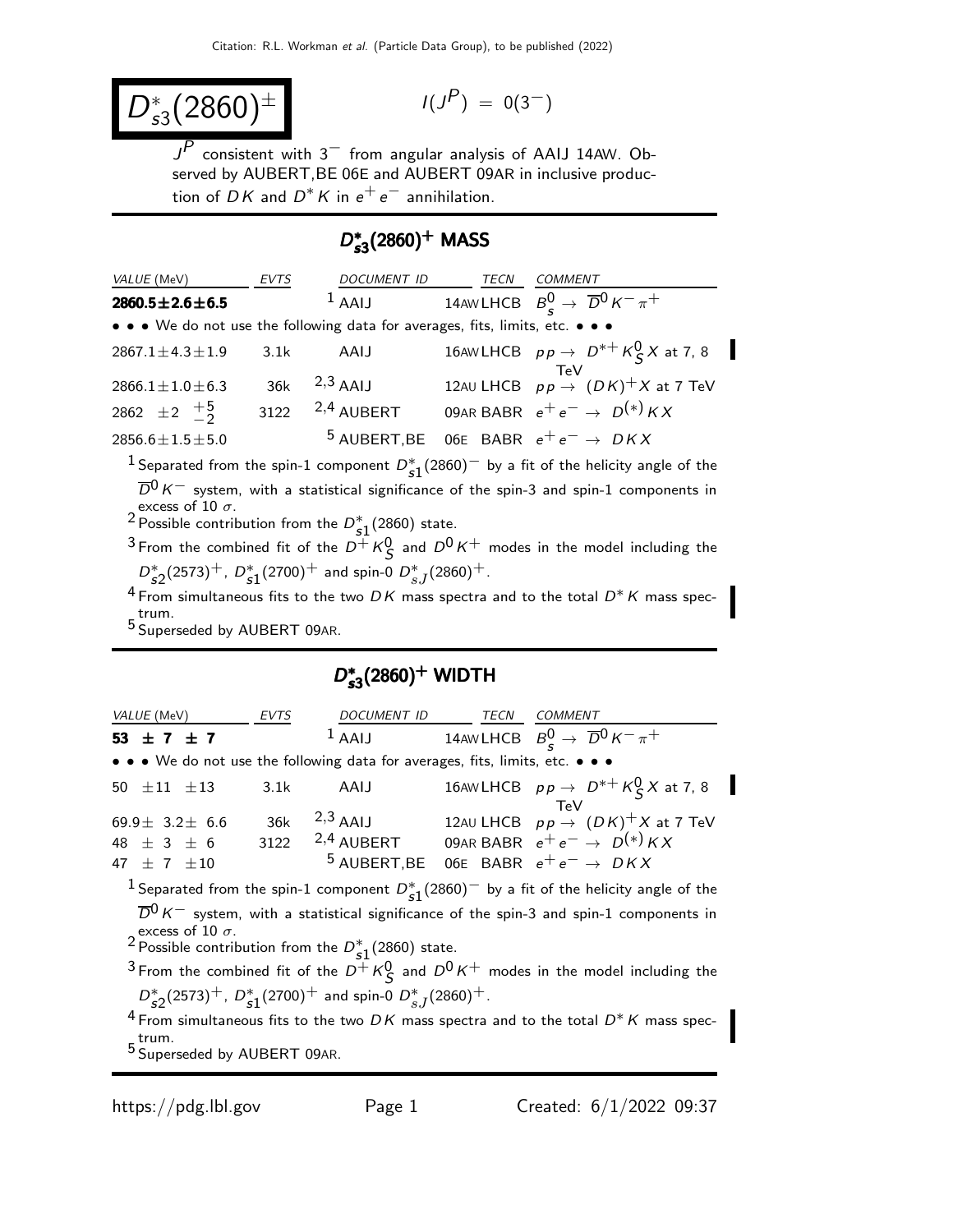# $D^*_{s3}(2860)^{\pm}$

$I(J^P) = 0(3^-)$

$J^P$ consistent with $3^-$ from angular analysis of AAIJ 14AW. Observed by AUBERT,BE 06E and AUBERT 09AR in inclusive production of $DK$ and $D^* K$ in $e^+ e^-$ annihilation.

## $D^*_{s3}(2860)^+$ MASS

| VALUE (MeV) | EVTS | DOCUMENT ID | TECN | COMMENT |
|---|---|---|---|---|
| **$2860.5 \pm 2.6 \pm 6.5$** | | [1] AAIJ | 14AW LHCB | $B^0_s \to \overline{D}^0 K^- \pi^+$ |
| • • • We do not use the following data for averages, fits, limits, etc. • • • | | | | |
| $2867.1 \pm 4.3 \pm 1.9$ | 3.1k | AAIJ | 16AW LHCB | $pp \to D^{*+} K^0_S X$ at 7, 8 TeV |
| $2866.1 \pm 1.0 \pm 6.3$ | 36k | [2,3] AAIJ | 12AU LHCB | $pp \to (DK)^+ X$ at 7 TeV |
| $2862 \pm 2 \ ^{+5}_{-2}$ | 3122 | [2,4] AUBERT | 09AR BABR | $e^+ e^- \to D^{(*)} K X$ |
| $2856.6 \pm 1.5 \pm 5.0$ | | [5] AUBERT,BE | 06E BABR | $e^+ e^- \to D K X$ |

[1] Separated from the spin-1 component $D^*_{s1}(2860)^-$ by a fit of the helicity angle of the $\overline{D}^0 K^-$ system, with a statistical significance of the spin-3 and spin-1 components in excess of 10 $\sigma$.

[2] Possible contribution from the $D^*_{s1}(2860)$ state.

[3] From the combined fit of the $D^+ K^0_S$ and $D^0 K^+$ modes in the model including the $D^*_{s2}(2573)^+$, $D^*_{s1}(2700)^+$ and spin-0 $D^*_{s,J}(2860)^+$.

[4] From simultaneous fits to the two $DK$ mass spectra and to the total $D^* K$ mass spectrum.

[5] Superseded by AUBERT 09AR.

## $D^*_{s3}(2860)^+$ WIDTH

| VALUE (MeV) | EVTS | DOCUMENT ID | TECN | COMMENT |
|---|---|---|---|---|
| **$53 \pm 7 \pm 7$** | | [1] AAIJ | 14AW LHCB | $B^0_s \to \overline{D}^0 K^- \pi^+$ |
| • • • We do not use the following data for averages, fits, limits, etc. • • • | | | | |
| $50 \pm 11 \pm 13$ | 3.1k | AAIJ | 16AW LHCB | $pp \to D^{*+} K^0_S X$ at 7, 8 TeV |
| $69.9 \pm 3.2 \pm 6.6$ | 36k | [2,3] AAIJ | 12AU LHCB | $pp \to (DK)^+ X$ at 7 TeV |
| $48 \pm 3 \pm 6$ | 3122 | [2,4] AUBERT | 09AR BABR | $e^+ e^- \to D^{(*)} K X$ |
| $47 \pm 7 \pm 10$ | | [5] AUBERT,BE | 06E BABR | $e^+ e^- \to D K X$ |

[1] Separated from the spin-1 component $D^*_{s1}(2860)^-$ by a fit of the helicity angle of the $\overline{D}^0 K^-$ system, with a statistical significance of the spin-3 and spin-1 components in excess of 10 $\sigma$.

[2] Possible contribution from the $D^*_{s1}(2860)$ state.

[3] From the combined fit of the $D^+ K^0_S$ and $D^0 K^+$ modes in the model including the $D^*_{s2}(2573)^+$, $D^*_{s1}(2700)^+$ and spin-0 $D^*_{s,J}(2860)^+$.

[4] From simultaneous fits to the two $DK$ mass spectra and to the total $D^* K$ mass spectrum.

[5] Superseded by AUBERT 09AR.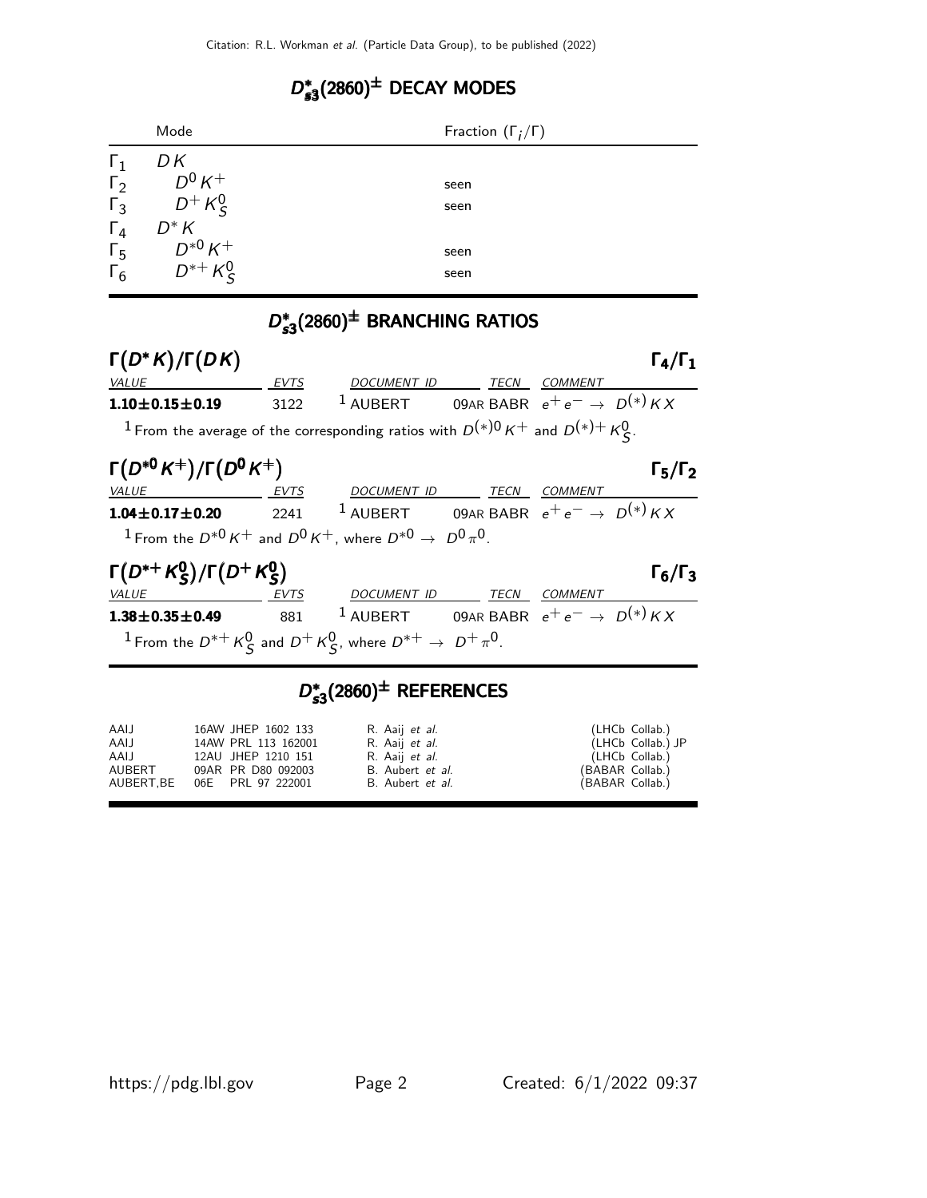## $D_{s3}^*(2860)^\pm$ DECAY MODES

| | Mode | Fraction ($\Gamma_i/\Gamma$) |
|---|---|---|
| $\Gamma_1$ | $D K$ | |
| $\Gamma_2$ | $D^0 K^+$ | seen |
| $\Gamma_3$ | $D^+ K_S^0$ | seen |
| $\Gamma_4$ | $D^* K$ | |
| $\Gamma_5$ | $D^{*0} K^+$ | seen |
| $\Gamma_6$ | $D^{*+} K_S^0$ | seen |

## $D_{s3}^*(2860)^\pm$ BRANCHING RATIOS

### $\Gamma(D^* K)/\Gamma(D K)$ — $\Gamma_4/\Gamma_1$

| VALUE | EVTS | DOCUMENT ID | | TECN | COMMENT |
|---|---|---|---|---|---|
| **1.10±0.15±0.19** | 3122 | [1] AUBERT | 09AR | BABR | $e^+ e^- \rightarrow D^{(*)} K X$ |

[1] From the average of the corresponding ratios with $D^{(*)0} K^+$ and $D^{(*)+} K_S^0$.

### $\Gamma(D^{*0} K^+)/\Gamma(D^0 K^+)$ — $\Gamma_5/\Gamma_2$

| VALUE | EVTS | DOCUMENT ID | | TECN | COMMENT |
|---|---|---|---|---|---|
| **1.04±0.17±0.20** | 2241 | [1] AUBERT | 09AR | BABR | $e^+ e^- \rightarrow D^{(*)} K X$ |

[1] From the $D^{*0} K^+$ and $D^0 K^+$, where $D^{*0} \rightarrow D^0 \pi^0$.

### $\Gamma(D^{*+} K_S^0)/\Gamma(D^+ K_S^0)$ — $\Gamma_6/\Gamma_3$

| VALUE | EVTS | DOCUMENT ID | | TECN | COMMENT |
|---|---|---|---|---|---|
| **1.38±0.35±0.49** | 881 | [1] AUBERT | 09AR | BABR | $e^+ e^- \rightarrow D^{(*)} K X$ |

[1] From the $D^{*+} K_S^0$ and $D^+ K_S^0$, where $D^{*+} \rightarrow D^+ \pi^0$.

## $D_{s3}^*(2860)^\pm$ REFERENCES

| | | | | |
|---|---|---|---|---|
| AAIJ | 16AW | JHEP 1602 133 | R. Aaij *et al.* | (LHCb Collab.) |
| AAIJ | 14AW | PRL 113 162001 | R. Aaij *et al.* | (LHCb Collab.) JP |
| AAIJ | 12AU | JHEP 1210 151 | R. Aaij *et al.* | (LHCb Collab.) |
| AUBERT | 09AR | PR D80 092003 | B. Aubert *et al.* | (BABAR Collab.) |
| AUBERT,BE | 06E | PRL 97 222001 | B. Aubert *et al.* | (BABAR Collab.) |